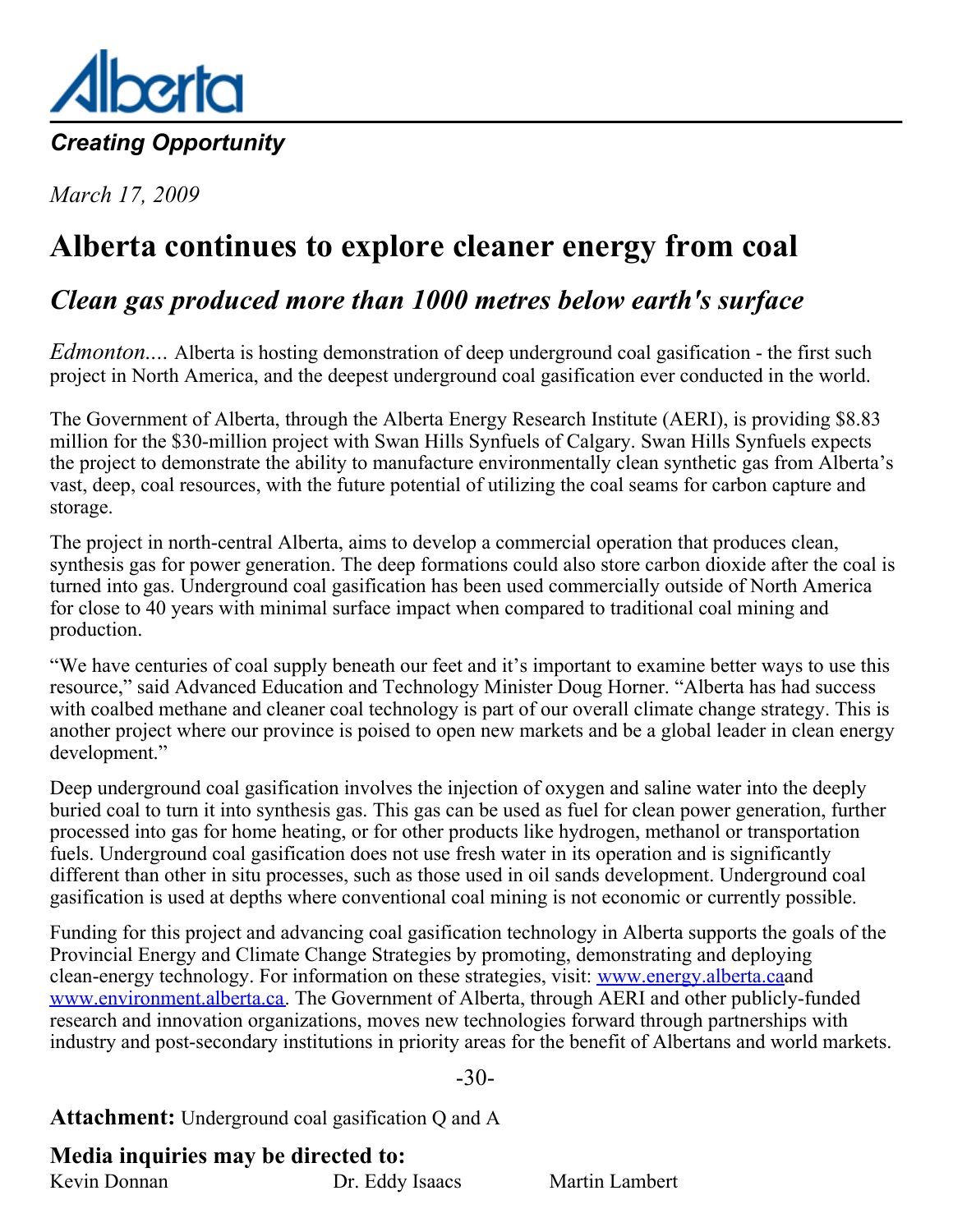Alberta

*Creating Opportunity*

*March 17, 2009*

# Alberta continues to explore cleaner energy from coal

## *Clean gas produced more than 1000 metres below earth's surface*

*Edmonton....* Alberta is hosting demonstration of deep underground coal gasification - the first such project in North America, and the deepest underground coal gasification ever conducted in the world.

The Government of Alberta, through the Alberta Energy Research Institute (AERI), is providing $8.83 million for the $30-million project with Swan Hills Synfuels of Calgary. Swan Hills Synfuels expects the project to demonstrate the ability to manufacture environmentally clean synthetic gas from Alberta's vast, deep, coal resources, with the future potential of utilizing the coal seams for carbon capture and storage.

The project in north-central Alberta, aims to develop a commercial operation that produces clean, synthesis gas for power generation. The deep formations could also store carbon dioxide after the coal is turned into gas. Underground coal gasification has been used commercially outside of North America for close to 40 years with minimal surface impact when compared to traditional coal mining and production.

"We have centuries of coal supply beneath our feet and it's important to examine better ways to use this resource," said Advanced Education and Technology Minister Doug Horner. "Alberta has had success with coalbed methane and cleaner coal technology is part of our overall climate change strategy. This is another project where our province is poised to open new markets and be a global leader in clean energy development."

Deep underground coal gasification involves the injection of oxygen and saline water into the deeply buried coal to turn it into synthesis gas. This gas can be used as fuel for clean power generation, further processed into gas for home heating, or for other products like hydrogen, methanol or transportation fuels. Underground coal gasification does not use fresh water in its operation and is significantly different than other in situ processes, such as those used in oil sands development. Underground coal gasification is used at depths where conventional coal mining is not economic or currently possible.

Funding for this project and advancing coal gasification technology in Alberta supports the goals of the Provincial Energy and Climate Change Strategies by promoting, demonstrating and deploying clean-energy technology. For information on these strategies, visit: www.energy.alberta.caand www.environment.alberta.ca. The Government of Alberta, through AERI and other publicly-funded research and innovation organizations, moves new technologies forward through partnerships with industry and post-secondary institutions in priority areas for the benefit of Albertans and world markets.

-30-

**Attachment:** Underground coal gasification Q and A

**Media inquiries may be directed to:**

Kevin Donnan    Dr. Eddy Isaacs    Martin Lambert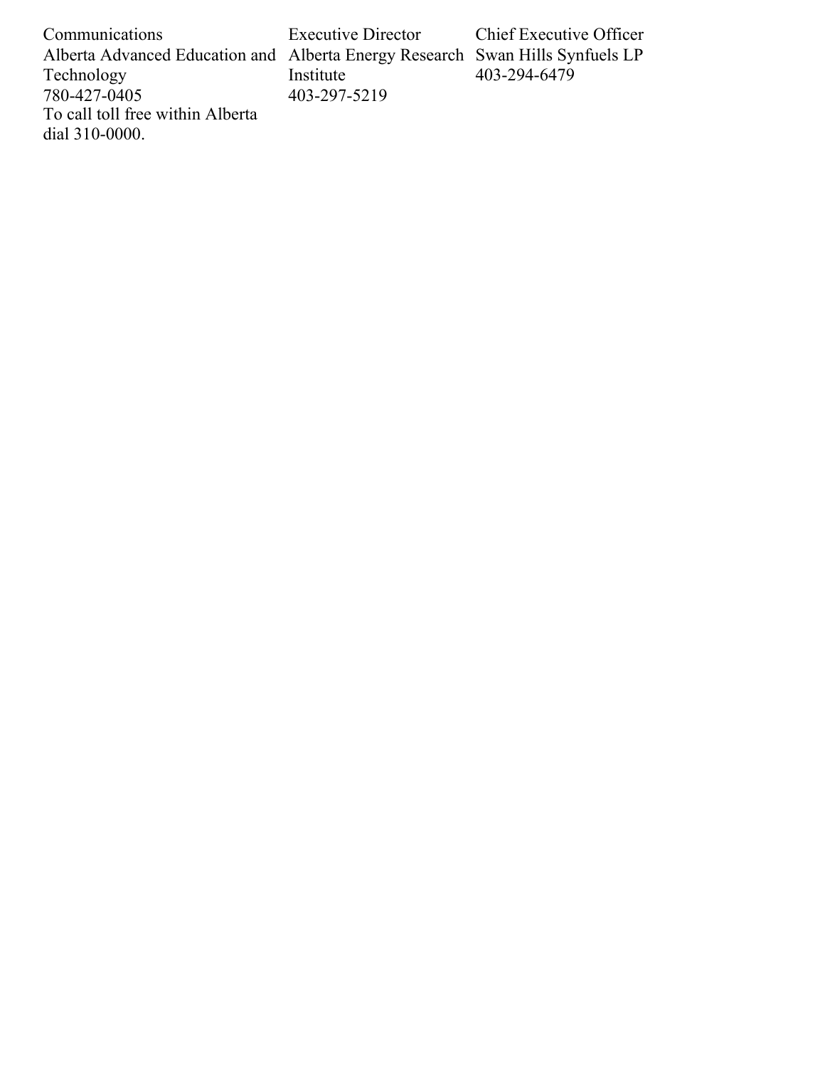| | | |
|---|---|---|
| Communications<br>Alberta Advanced Education and Technology<br>780-427-0405<br>To call toll free within Alberta dial 310-0000. | Executive Director<br>Alberta Energy Research Institute<br>403-297-5219 | Chief Executive Officer<br>Swan Hills Synfuels LP<br>403-294-6479 |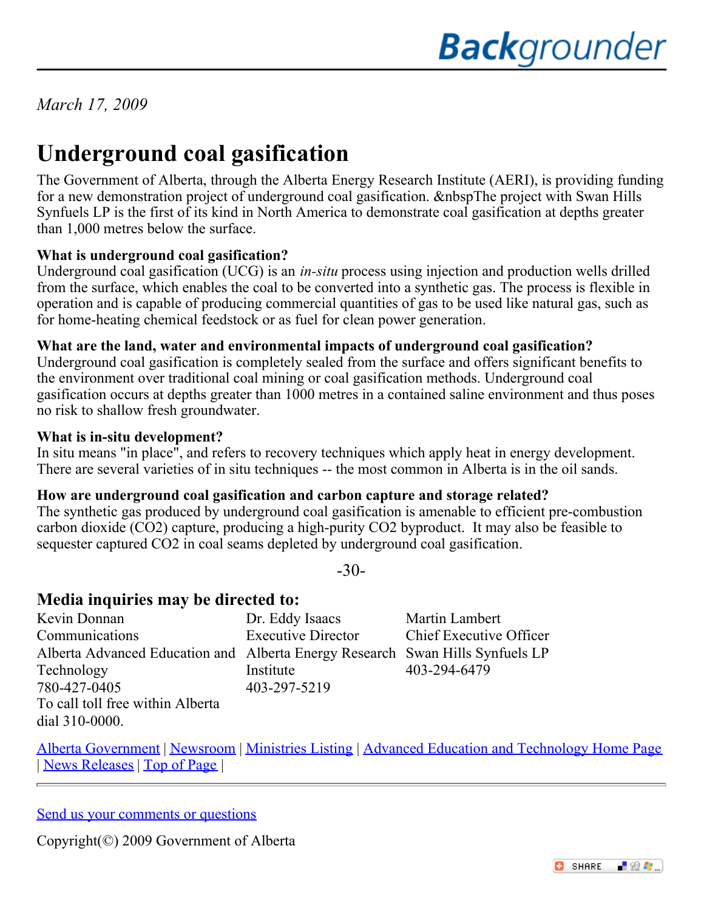# Backgrounder

*March 17, 2009*

## Underground coal gasification

The Government of Alberta, through the Alberta Energy Research Institute (AERI), is providing funding for a new demonstration project of underground coal gasification. &nbspThe project with Swan Hills Synfuels LP is the first of its kind in North America to demonstrate coal gasification at depths greater than 1,000 metres below the surface.

**What is underground coal gasification?**
Underground coal gasification (UCG) is an *in-situ* process using injection and production wells drilled from the surface, which enables the coal to be converted into a synthetic gas. The process is flexible in operation and is capable of producing commercial quantities of gas to be used like natural gas, such as for home-heating chemical feedstock or as fuel for clean power generation.

**What are the land, water and environmental impacts of underground coal gasification?**
Underground coal gasification is completely sealed from the surface and offers significant benefits to the environment over traditional coal mining or coal gasification methods. Underground coal gasification occurs at depths greater than 1000 metres in a contained saline environment and thus poses no risk to shallow fresh groundwater.

**What is in-situ development?**
In situ means "in place", and refers to recovery techniques which apply heat in energy development. There are several varieties of in situ techniques -- the most common in Alberta is in the oil sands.

**How are underground coal gasification and carbon capture and storage related?**
The synthetic gas produced by underground coal gasification is amenable to efficient pre-combustion carbon dioxide ($CO_2$) capture, producing a high-purity $CO_2$ byproduct. It may also be feasible to sequester captured $CO_2$ in coal seams depleted by underground coal gasification.

-30-

### Media inquiries may be directed to:

| | | |
|---|---|---|
| Kevin Donnan<br>Communications<br>Alberta Advanced Education and Technology<br>780-427-0405<br>To call toll free within Alberta dial 310-0000. | Dr. Eddy Isaacs<br>Executive Director<br>Alberta Energy Research Institute<br>403-297-5219 | Martin Lambert<br>Chief Executive Officer<br>Swan Hills Synfuels LP<br>403-294-6479 |

Alberta Government | Newsroom | Ministries Listing | Advanced Education and Technology Home Page | News Releases | Top of Page |

Send us your comments or questions

Copyright(©) 2009 Government of Alberta